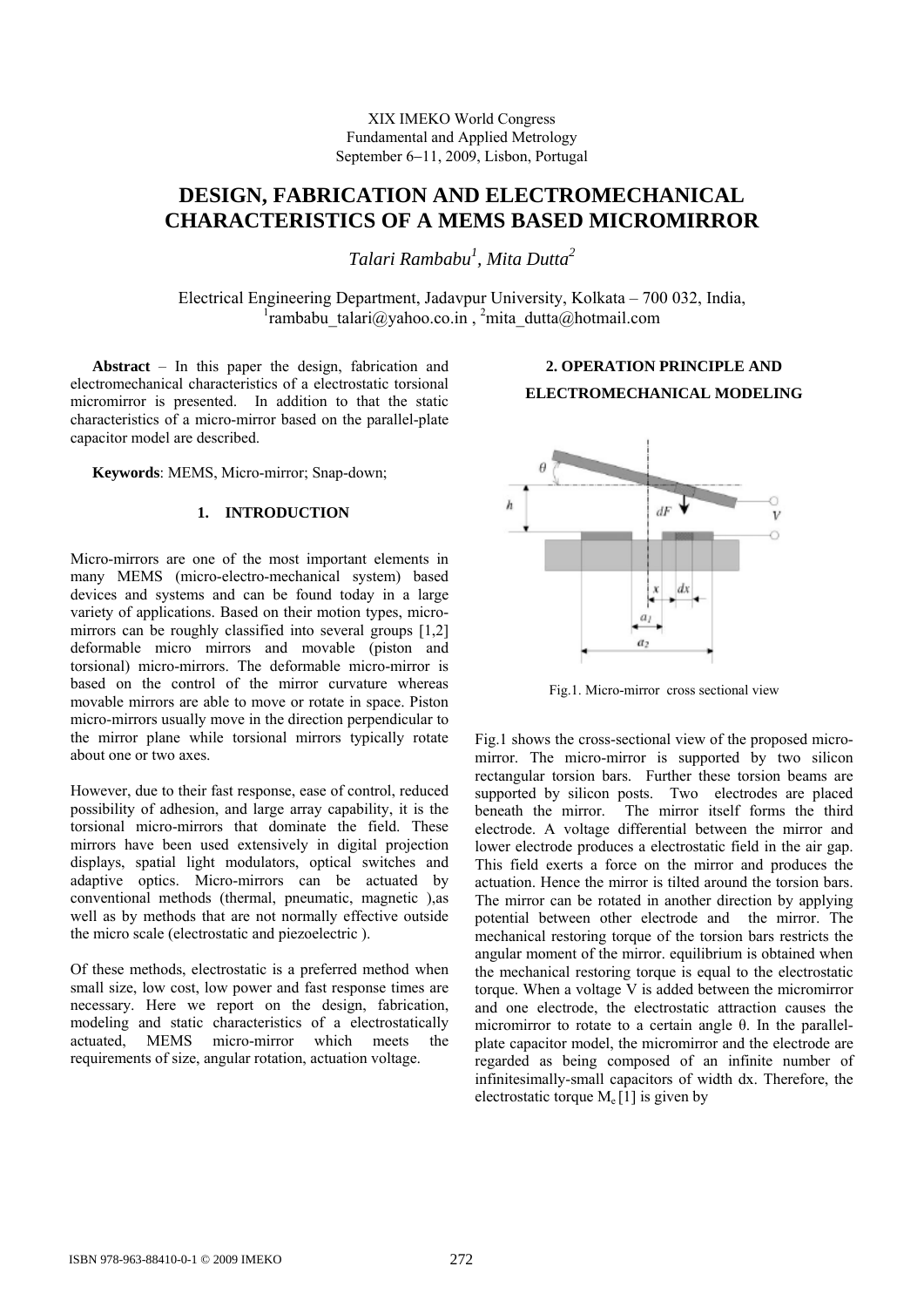XIX IMEKO World Congress
Fundamental and Applied Metrology
September 6–11, 2009, Lisbon, Portugal

# DESIGN, FABRICATION AND ELECTROMECHANICAL CHARACTERISTICS OF A MEMS BASED MICROMIRROR

*Talari Rambabu[1], Mita Dutta[2]*

Electrical Engineering Department, Jadavpur University, Kolkata – 700 032, India,
[1]rambabu_talari@yahoo.co.in , [2]mita_dutta@hotmail.com

**Abstract** – In this paper the design, fabrication and electromechanical characteristics of a electrostatic torsional micromirror is presented. In addition to that the static characteristics of a micro-mirror based on the parallel-plate capacitor model are described.

**Keywords**: MEMS, Micro-mirror; Snap-down;

## 1. INTRODUCTION

Micro-mirrors are one of the most important elements in many MEMS (micro-electro-mechanical system) based devices and systems and can be found today in a large variety of applications. Based on their motion types, micro-mirrors can be roughly classified into several groups [1,2] deformable micro mirrors and movable (piston and torsional) micro-mirrors. The deformable micro-mirror is based on the control of the mirror curvature whereas movable mirrors are able to move or rotate in space. Piston micro-mirrors usually move in the direction perpendicular to the mirror plane while torsional mirrors typically rotate about one or two axes.

However, due to their fast response, ease of control, reduced possibility of adhesion, and large array capability, it is the torsional micro-mirrors that dominate the field. These mirrors have been used extensively in digital projection displays, spatial light modulators, optical switches and adaptive optics. Micro-mirrors can be actuated by conventional methods (thermal, pneumatic, magnetic ),as well as by methods that are not normally effective outside the micro scale (electrostatic and piezoelectric ).

Of these methods, electrostatic is a preferred method when small size, low cost, low power and fast response times are necessary. Here we report on the design, fabrication, modeling and static characteristics of a electrostatically actuated, MEMS micro-mirror which meets the requirements of size, angular rotation, actuation voltage.

## 2. OPERATION PRINCIPLE AND ELECTROMECHANICAL MODELING

Fig.1. Micro-mirror cross sectional view

Fig.1 shows the cross-sectional view of the proposed micro-mirror. The micro-mirror is supported by two silicon rectangular torsion bars. Further these torsion beams are supported by silicon posts. Two electrodes are placed beneath the mirror. The mirror itself forms the third electrode. A voltage differential between the mirror and lower electrode produces a electrostatic field in the air gap. This field exerts a force on the mirror and produces the actuation. Hence the mirror is tilted around the torsion bars. The mirror can be rotated in another direction by applying potential between other electrode and the mirror. The mechanical restoring torque of the torsion bars restricts the angular moment of the mirror. equilibrium is obtained when the mechanical restoring torque is equal to the electrostatic torque. When a voltage V is added between the micromirror and one electrode, the electrostatic attraction causes the micromirror to rotate to a certain angle θ. In the parallel-plate capacitor model, the micromirror and the electrode are regarded as being composed of an infinite number of infinitesimally-small capacitors of width dx. Therefore, the electrostatic torque $M_e$ [1] is given by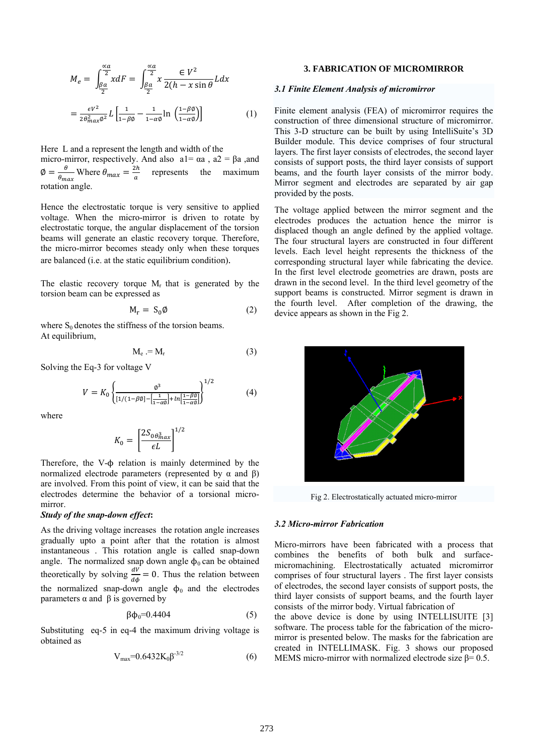$$M_e = \int_{\frac{\beta a}{2}}^{\frac{\propto a}{2}} x dF = \int_{\frac{\beta a}{2}}^{\frac{\propto a}{2}} x \frac{\in V^2}{2(h - x\sin\theta)} L dx$$

$$= \frac{\epsilon V^2}{2\theta_{max}^2 \emptyset^2} L \left[\frac{1}{1-\beta\emptyset} - \frac{1}{1-\alpha\emptyset} \ln\left(\frac{1-\beta\emptyset}{1-\alpha\emptyset}\right)\right] \quad (1)$$

Here L and a represent the length and width of the micro-mirror, respectively. And also $a1 = \alpha a$ , $a2 = \beta a$ ,and $\emptyset = \frac{\theta}{\theta_{max}}$ Where $\theta_{max} = \frac{2h}{a}$ represents the maximum rotation angle.

Hence the electrostatic torque is very sensitive to applied voltage. When the micro-mirror is driven to rotate by electrostatic torque, the angular displacement of the torsion beams will generate an elastic recovery torque. Therefore, the micro-mirror becomes steady only when these torques are balanced (i.e. at the static equilibrium condition).

The elastic recovery torque $M_r$ that is generated by the torsion beam can be expressed as

$$M_r = S_0 \emptyset \quad (2)$$

where $S_0$ denotes the stiffness of the torsion beams. At equilibrium,

$$M_e = M_r \quad (3)$$

Solving the Eq-3 for voltage V

$$V = K_0 \left\{\frac{\emptyset^3}{[1/(1-\beta\emptyset] - \left[\frac{1}{1-\alpha\emptyset}\right] + \ln\left[\frac{1-\beta\emptyset}{1-\alpha\emptyset}\right]}\right\}^{1/2} \quad (4)$$

where

$$K_0 = \left[\frac{2S_0\theta_{max}^3}{\epsilon L}\right]^{1/2}$$

Therefore, the V-ϕ relation is mainly determined by the normalized electrode parameters (represented by α and β) are involved. From this point of view, it can be said that the electrodes determine the behavior of a torsional micro-mirror.

***Study of the snap-down effect*:**

As the driving voltage increases the rotation angle increases gradually upto a point after that the rotation is almost instantaneous . This rotation angle is called snap-down angle. The normalized snap down angle $\phi_0$ can be obtained theoretically by solving $\frac{dV}{d\phi} = 0$. Thus the relation between the normalized snap-down angle $\phi_0$ and the electrodes parameters α and β is governed by

$$\beta\phi_0 = 0.4404 \quad (5)$$

Substituting eq-5 in eq-4 the maximum driving voltage is obtained as

$$V_{max} = 0.6432 K_0 \beta^{-3/2} \quad (6)$$

## 3. FABRICATION OF MICROMIRROR

### *3.1 Finite Element Analysis of micromirror*

Finite element analysis (FEA) of micromirror requires the construction of three dimensional structure of micromirror. This 3-D structure can be built by using IntelliSuite's 3D Builder module. This device comprises of four structural layers. The first layer consists of electrodes, the second layer consists of support posts, the third layer consists of support beams, and the fourth layer consists of the mirror body. Mirror segment and electrodes are separated by air gap provided by the posts.

The voltage applied between the mirror segment and the electrodes produces the actuation hence the mirror is displaced though an angle defined by the applied voltage. The four structural layers are constructed in four different levels. Each level height represents the thickness of the corresponding structural layer while fabricating the device. In the first level electrode geometries are drawn, posts are drawn in the second level. In the third level geometry of the support beams is constructed. Mirror segment is drawn in the fourth level. After completion of the drawing, the device appears as shown in the Fig 2.

Fig 2. Electrostatically actuated micro-mirror

### *3.2 Micro-mirror Fabrication*

Micro-mirrors have been fabricated with a process that combines the benefits of both bulk and surface-micromachining. Electrostatically actuated micromirror comprises of four structural layers . The first layer consists of electrodes, the second layer consists of support posts, the third layer consists of support beams, and the fourth layer consists of the mirror body. Virtual fabrication of the above device is done by using INTELLISUITE [3] software. The process table for the fabrication of the micro-mirror is presented below. The masks for the fabrication are created in INTELLIMASK. Fig. 3 shows our proposed MEMS micro-mirror with normalized electrode size β= 0.5.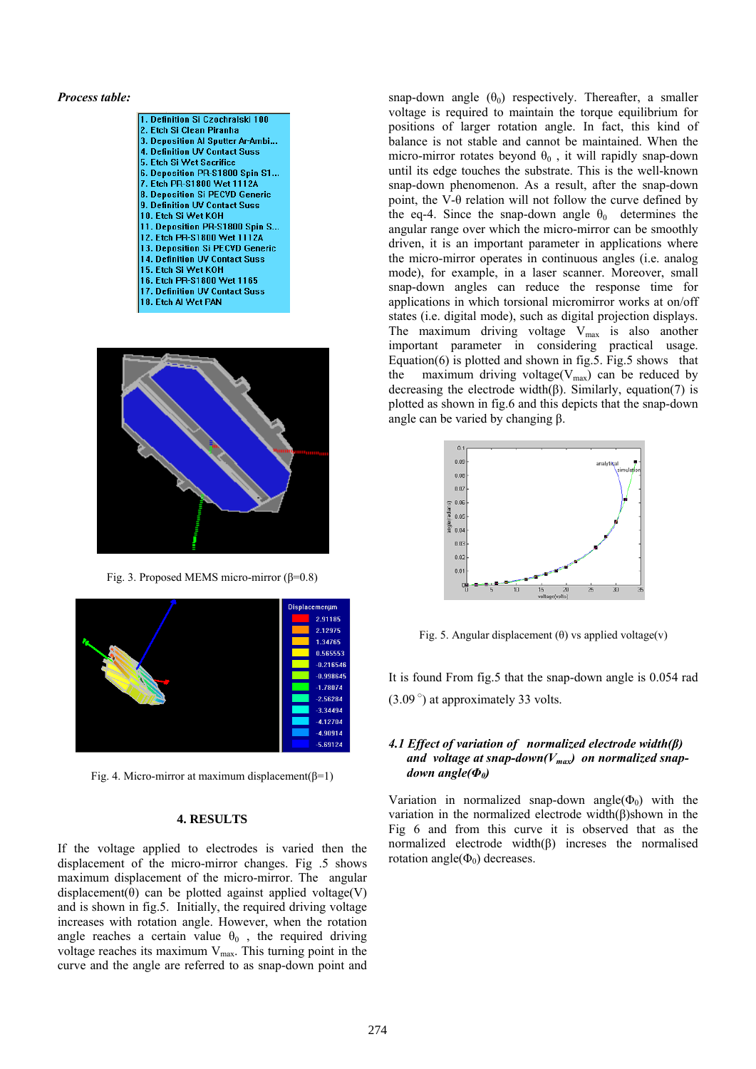***Process table:***

| 1. Definition Si Czochralski 100 |
|---|
| 2. Etch Si Clean Piranha |
| 3. Deposition Al Sputter Ar-Ambi... |
| 4. Definition UV Contact Suss |
| 5. Etch Si Wet Sacrifice |
| 6. Deposition PR-S1800 Spin S1... |
| 7. Etch PR-S1800 Wet 1112A |
| 8. Deposition Si PECVD Generic |
| 9. Definition UV Contact Suss |
| 10. Etch Si Wet KOH |
| 11. Deposition PR-S1800 Spin S... |
| 12. Etch PR-S1800 Wet 1112A |
| 13. Deposition Si PECVD Generic |
| 14. Definition UV Contact Suss |
| 15. Etch Si Wet KOH |
| 16. Etch PR-S1800 Wet 1165 |
| 17. Definition UV Contact Suss |
| 18. Etch Al Wet PAN |

Fig. 3. Proposed MEMS micro-mirror (β=0.8)

Fig. 4. Micro-mirror at maximum displacement(β=1)

## 4. RESULTS

If the voltage applied to electrodes is varied then the displacement of the micro-mirror changes. Fig .5 shows maximum displacement of the micro-mirror. The angular displacement(θ) can be plotted against applied voltage(V) and is shown in fig.5. Initially, the required driving voltage increases with rotation angle. However, when the rotation angle reaches a certain value $\theta_0$ , the required driving voltage reaches its maximum $V_{max}$. This turning point in the curve and the angle are referred to as snap-down point and snap-down angle ($\theta_0$) respectively. Thereafter, a smaller voltage is required to maintain the torque equilibrium for positions of larger rotation angle. In fact, this kind of balance is not stable and cannot be maintained. When the micro-mirror rotates beyond $\theta_0$ , it will rapidly snap-down until its edge touches the substrate. This is the well-known snap-down phenomenon. As a result, after the snap-down point, the V-θ relation will not follow the curve defined by the eq-4. Since the snap-down angle $\theta_0$ determines the angular range over which the micro-mirror can be smoothly driven, it is an important parameter in applications where the micro-mirror operates in continuous angles (i.e. analog mode), for example, in a laser scanner. Moreover, small snap-down angles can reduce the response time for applications in which torsional micromirror works at on/off states (i.e. digital mode), such as digital projection displays. The maximum driving voltage $V_{max}$ is also another important parameter in considering practical usage. Equation(6) is plotted and shown in fig.5. Fig.5 shows that the maximum driving voltage($V_{max}$) can be reduced by decreasing the electrode width(β). Similarly, equation(7) is plotted as shown in fig.6 and this depicts that the snap-down angle can be varied by changing β.

Fig. 5. Angular displacement (θ) vs applied voltage(v)

It is found From fig.5 that the snap-down angle is 0.054 rad (3.09°) at approximately 33 volts.

### *4.1 Effect of variation of normalized electrode width(β) and voltage at snap-down($V_{max}$) on normalized snap-down angle($\Phi_0$)*

Variation in normalized snap-down angle($\Phi_0$) with the variation in the normalized electrode width(β)shown in the Fig 6 and from this curve it is observed that as the normalized electrode width(β) increses the normalised rotation angle($\Phi_0$) decreases.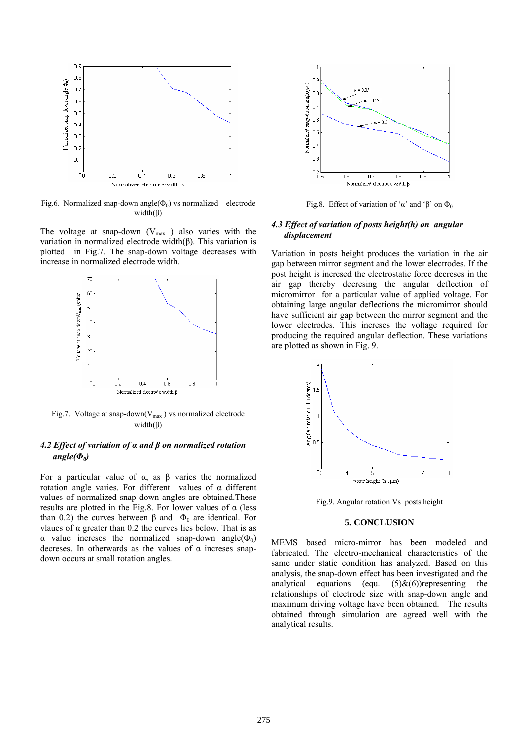Fig.6. Normalized snap-down angle($\Phi_0$) vs normalized electrode width($\beta$)

The voltage at snap-down ($V_{max}$) also varies with the variation in normalized electrode width($\beta$). This variation is plotted in Fig.7. The snap-down voltage decreases with increase in normalized electrode width.

Fig.7. Voltage at snap-down($V_{max}$) vs normalized electrode width($\beta$)

### *4.2 Effect of variation of α and β on normalized rotation angle($\Phi_0$)*

For a particular value of $\alpha$, as $\beta$ varies the normalized rotation angle varies. For different values of $\alpha$ different values of normalized snap-down angles are obtained.These results are plotted in the Fig.8. For lower values of $\alpha$ (less than 0.2) the curves between $\beta$ and $\Phi_0$ are identical. For vlaues of $\alpha$ greater than 0.2 the curves lies below. That is as $\alpha$ value increases the normalized snap-down angle($\Phi_0$) decreases. In otherwards as the values of $\alpha$ increses snap-down occurs at small rotation angles.

Fig.8. Effect of variation of 'α' and 'β' on $\Phi_0$

### *4.3 Effect of variation of posts height(h) on angular displacement*

Variation in posts height produces the variation in the air gap between mirror segment and the lower electrodes. If the post height is incresed the electrostatic force decreses in the air gap thereby decresing the angular deflection of micromirror for a particular value of applied voltage. For obtaining large angular deflections the micromirror should have sufficient air gap between the mirror segment and the lower electrodes. This increses the voltage required for producing the required angular deflection. These variations are plotted as shown in Fig. 9.

Fig.9. Angular rotation Vs posts height

## 5. CONCLUSION

MEMS based micro-mirror has been modeled and fabricated. The electro-mechanical characteristics of the same under static condition has analyzed. Based on this analysis, the snap-down effect has been investigated and the analytical equations (equ. (5)&(6))representing the relationships of electrode size with snap-down angle and maximum driving voltage have been obtained. The results obtained through simulation are agreed well with the analytical results.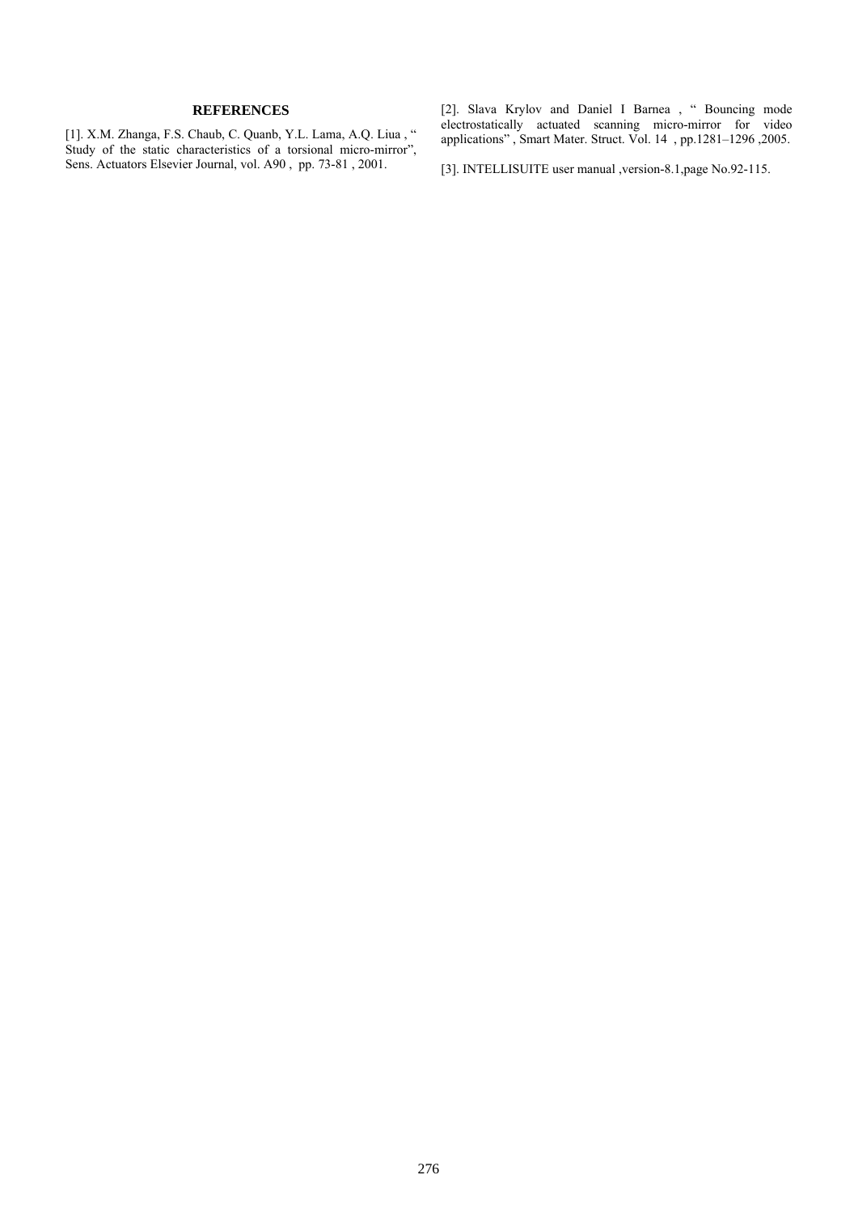## REFERENCES

[1]. X.M. Zhanga, F.S. Chaub, C. Quanb, Y.L. Lama, A.Q. Liua , " Study of the static characteristics of a torsional micro-mirror", Sens. Actuators Elsevier Journal, vol. A90 , pp. 73-81 , 2001.

[2]. Slava Krylov and Daniel I Barnea , " Bouncing mode electrostatically actuated scanning micro-mirror for video applications" , Smart Mater. Struct. Vol. 14 , pp.1281–1296 ,2005.

[3]. INTELLISUITE user manual ,version-8.1,page No.92-115.